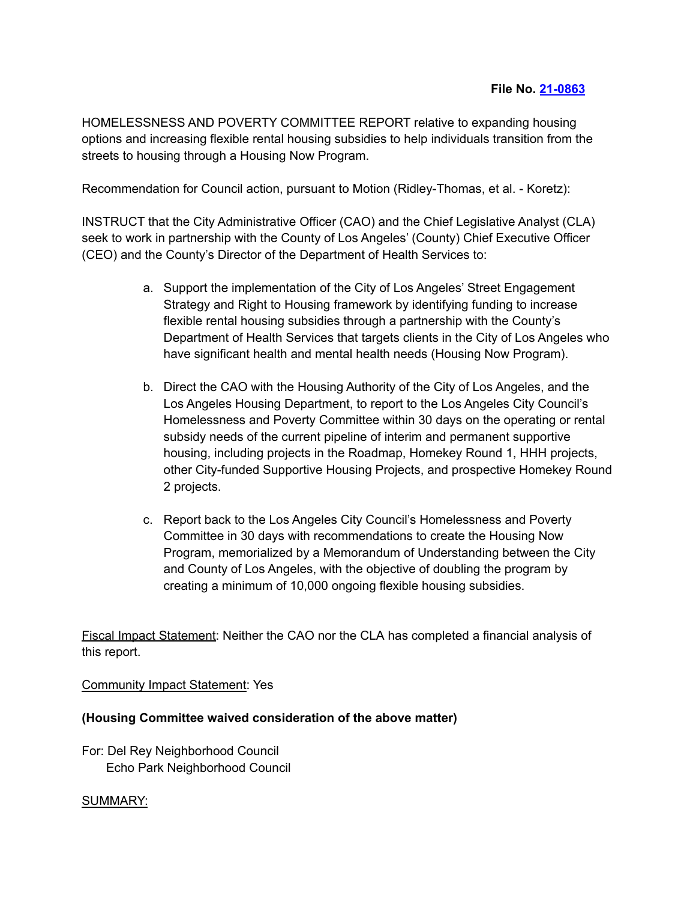**File No. [21-0863]**

HOMELESSNESS AND POVERTY COMMITTEE REPORT relative to expanding housing options and increasing flexible rental housing subsidies to help individuals transition from the streets to housing through a Housing Now Program.

Recommendation for Council action, pursuant to Motion (Ridley-Thomas, et al. - Koretz):

INSTRUCT that the City Administrative Officer (CAO) and the Chief Legislative Analyst (CLA) seek to work in partnership with the County of Los Angeles' (County) Chief Executive Officer (CEO) and the County's Director of the Department of Health Services to:

a. Support the implementation of the City of Los Angeles' Street Engagement Strategy and Right to Housing framework by identifying funding to increase flexible rental housing subsidies through a partnership with the County's Department of Health Services that targets clients in the City of Los Angeles who have significant health and mental health needs (Housing Now Program).

b. Direct the CAO with the Housing Authority of the City of Los Angeles, and the Los Angeles Housing Department, to report to the Los Angeles City Council's Homelessness and Poverty Committee within 30 days on the operating or rental subsidy needs of the current pipeline of interim and permanent supportive housing, including projects in the Roadmap, Homekey Round 1, HHH projects, other City-funded Supportive Housing Projects, and prospective Homekey Round 2 projects.

c. Report back to the Los Angeles City Council's Homelessness and Poverty Committee in 30 days with recommendations to create the Housing Now Program, memorialized by a Memorandum of Understanding between the City and County of Los Angeles, with the objective of doubling the program by creating a minimum of 10,000 ongoing flexible housing subsidies.

Fiscal Impact Statement: Neither the CAO nor the CLA has completed a financial analysis of this report.

Community Impact Statement: Yes

**(Housing Committee waived consideration of the above matter)**

For: Del Rey Neighborhood Council
Echo Park Neighborhood Council

SUMMARY: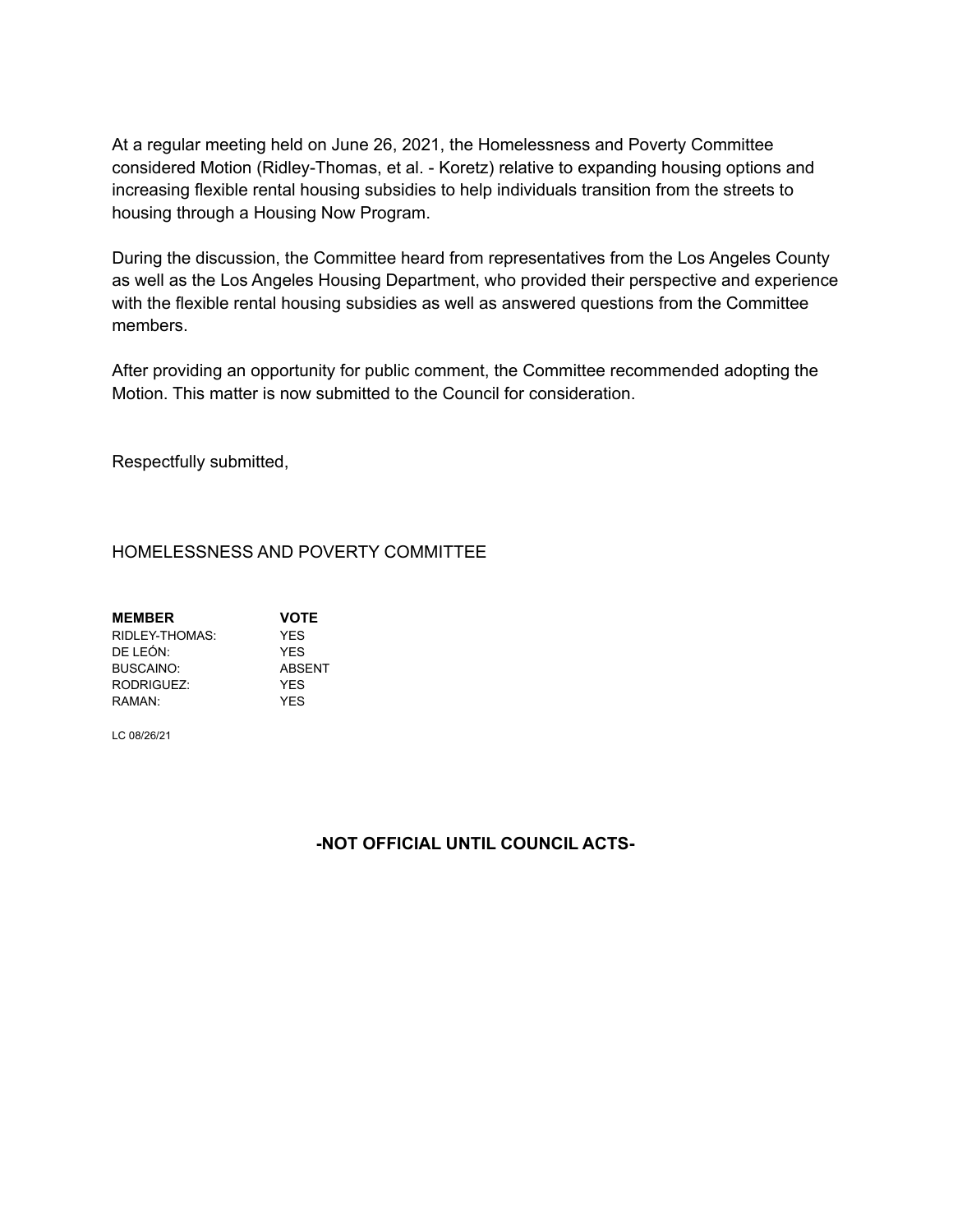At a regular meeting held on June 26, 2021, the Homelessness and Poverty Committee considered Motion (Ridley-Thomas, et al. - Koretz) relative to expanding housing options and increasing flexible rental housing subsidies to help individuals transition from the streets to housing through a Housing Now Program.

During the discussion, the Committee heard from representatives from the Los Angeles County as well as the Los Angeles Housing Department, who provided their perspective and experience with the flexible rental housing subsidies as well as answered questions from the Committee members.

After providing an opportunity for public comment, the Committee recommended adopting the Motion. This matter is now submitted to the Council for consideration.

Respectfully submitted,

HOMELESSNESS AND POVERTY COMMITTEE

| **MEMBER** | **VOTE** |
|---|---|
| RIDLEY-THOMAS: | YES |
| DE LEÓN: | YES |
| BUSCAINO: | ABSENT |
| RODRIGUEZ: | YES |
| RAMAN: | YES |

LC 08/26/21

**-NOT OFFICIAL UNTIL COUNCIL ACTS-**